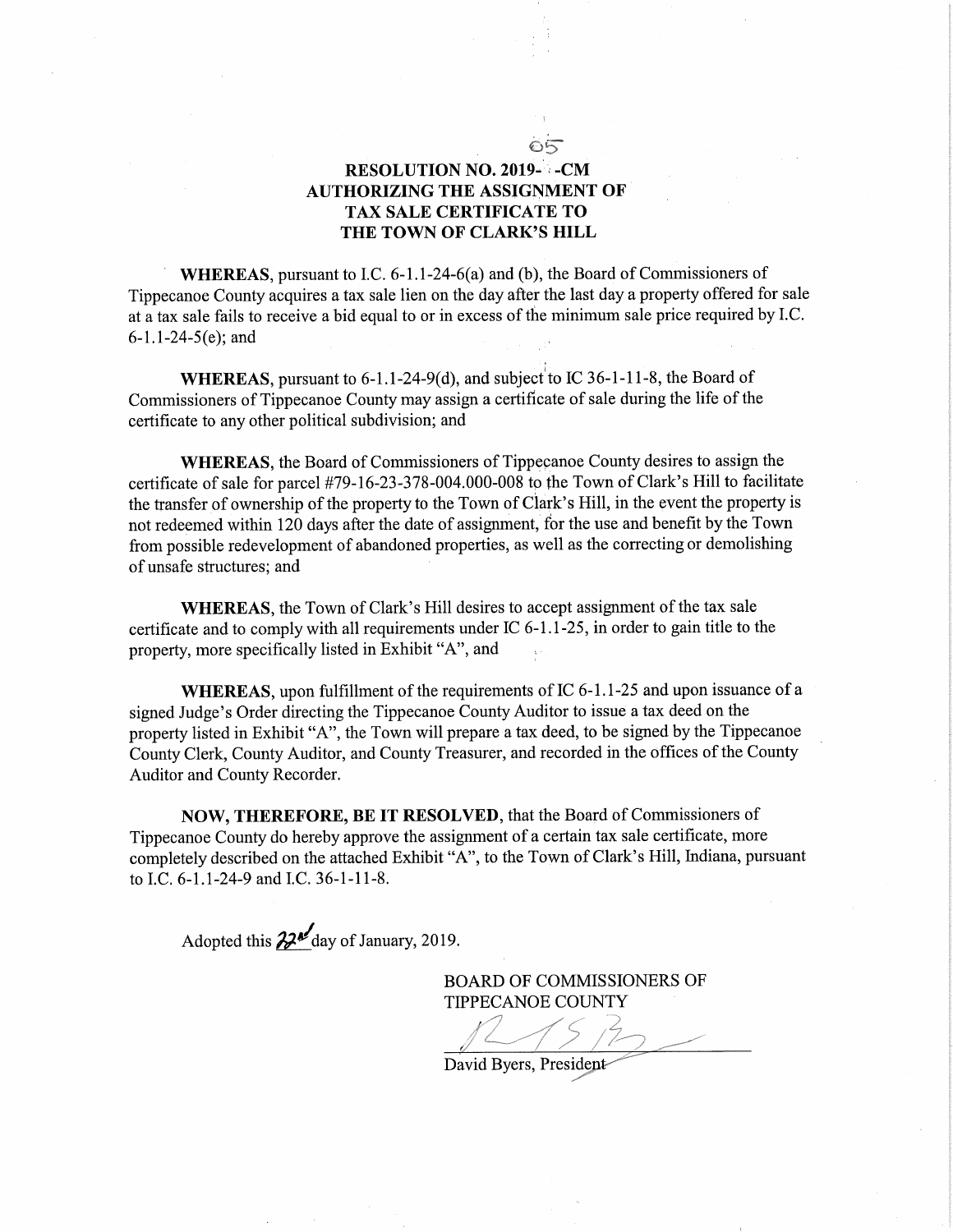# RESOLUTION NO. 2019-05-CM
# AUTHORIZING THE ASSIGNMENT OF TAX SALE CERTIFICATE TO THE TOWN OF CLARK'S HILL

**WHEREAS**, pursuant to I.C. 6-1.1-24-6(a) and (b), the Board of Commissioners of Tippecanoe County acquires a tax sale lien on the day after the last day a property offered for sale at a tax sale fails to receive a bid equal to or in excess of the minimum sale price required by I.C. 6-1.1-24-5(e); and

**WHEREAS**, pursuant to 6-1.1-24-9(d), and subject to IC 36-1-11-8, the Board of Commissioners of Tippecanoe County may assign a certificate of sale during the life of the certificate to any other political subdivision; and

**WHEREAS**, the Board of Commissioners of Tippecanoe County desires to assign the certificate of sale for parcel #79-16-23-378-004.000-008 to the Town of Clark's Hill to facilitate the transfer of ownership of the property to the Town of Clark's Hill, in the event the property is not redeemed within 120 days after the date of assignment, for the use and benefit by the Town from possible redevelopment of abandoned properties, as well as the correcting or demolishing of unsafe structures; and

**WHEREAS**, the Town of Clark's Hill desires to accept assignment of the tax sale certificate and to comply with all requirements under IC 6-1.1-25, in order to gain title to the property, more specifically listed in Exhibit "A", and

**WHEREAS**, upon fulfillment of the requirements of IC 6-1.1-25 and upon issuance of a signed Judge's Order directing the Tippecanoe County Auditor to issue a tax deed on the property listed in Exhibit "A", the Town will prepare a tax deed, to be signed by the Tippecanoe County Clerk, County Auditor, and County Treasurer, and recorded in the offices of the County Auditor and County Recorder.

**NOW, THEREFORE, BE IT RESOLVED**, that the Board of Commissioners of Tippecanoe County do hereby approve the assignment of a certain tax sale certificate, more completely described on the attached Exhibit "A", to the Town of Clark's Hill, Indiana, pursuant to I.C. 6-1.1-24-9 and I.C. 36-1-11-8.

Adopted this 22nd day of January, 2019.

BOARD OF COMMISSIONERS OF
TIPPECANOE COUNTY

David Byers, President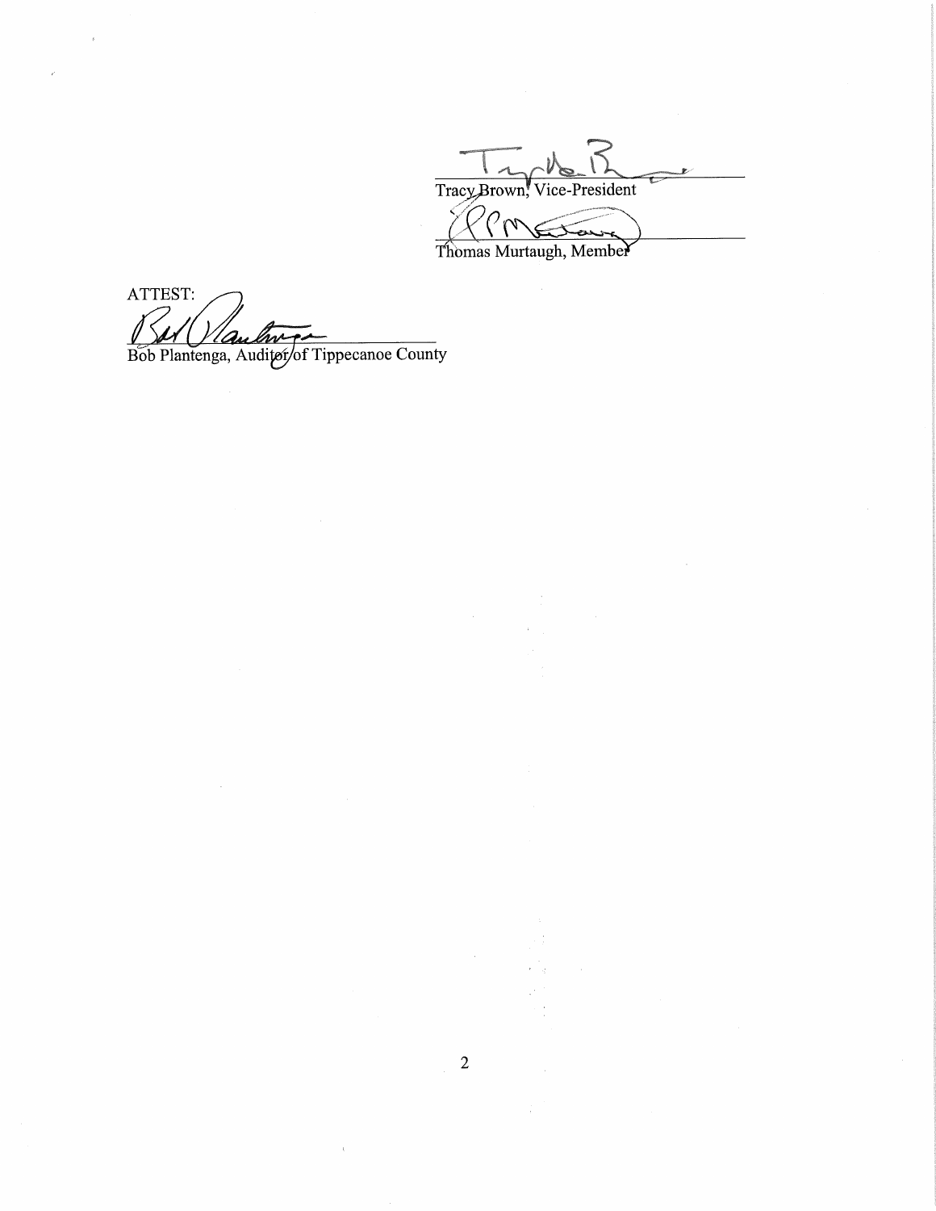Tracy Brown, Vice-President

Thomas Murtaugh, Member

ATTEST:

Bob Plantenga, Auditor of Tippecanoe County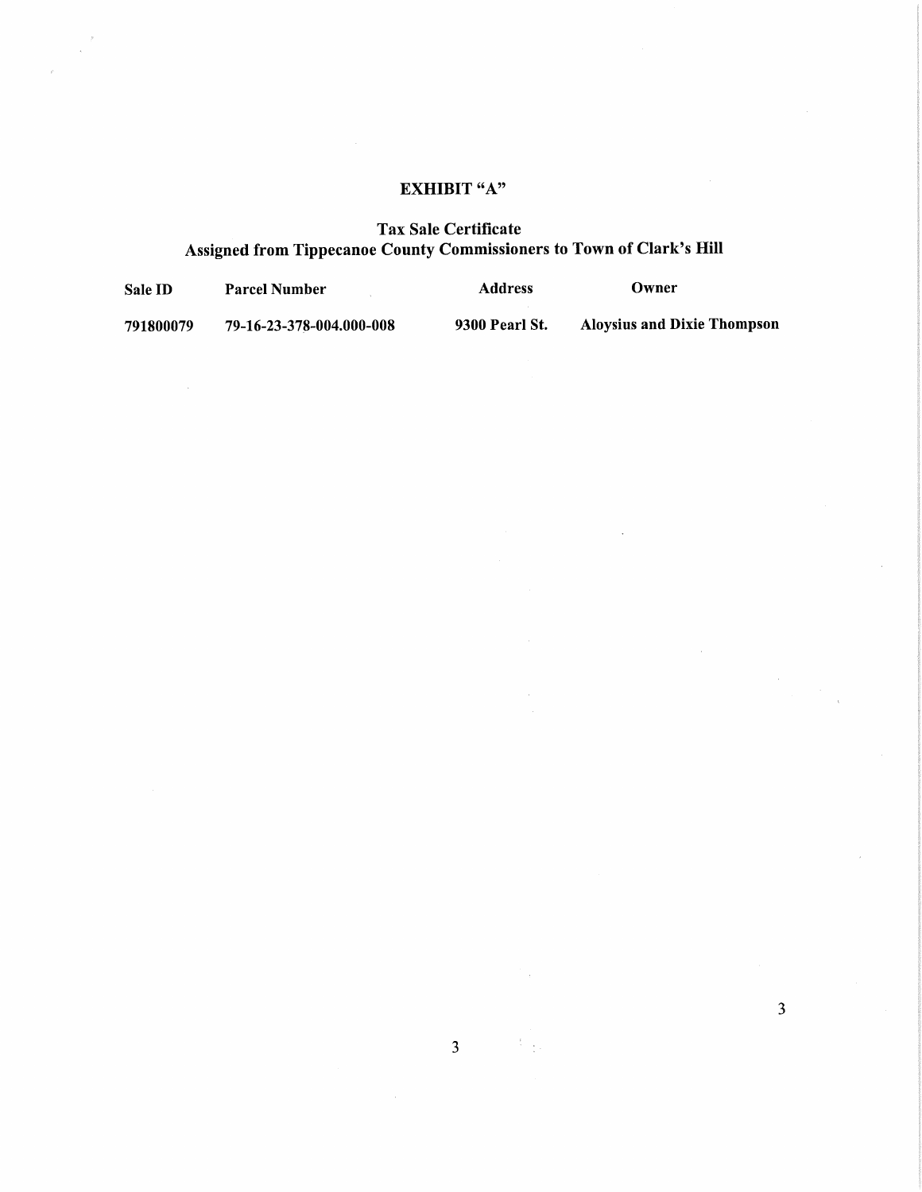# EXHIBIT "A"

## Tax Sale Certificate
## Assigned from Tippecanoe County Commissioners to Town of Clark's Hill

| Sale ID | Parcel Number | Address | Owner |
|---|---|---|---|
| 791800079 | 79-16-23-378-004.000-008 | 9300 Pearl St. | Aloysius and Dixie Thompson |